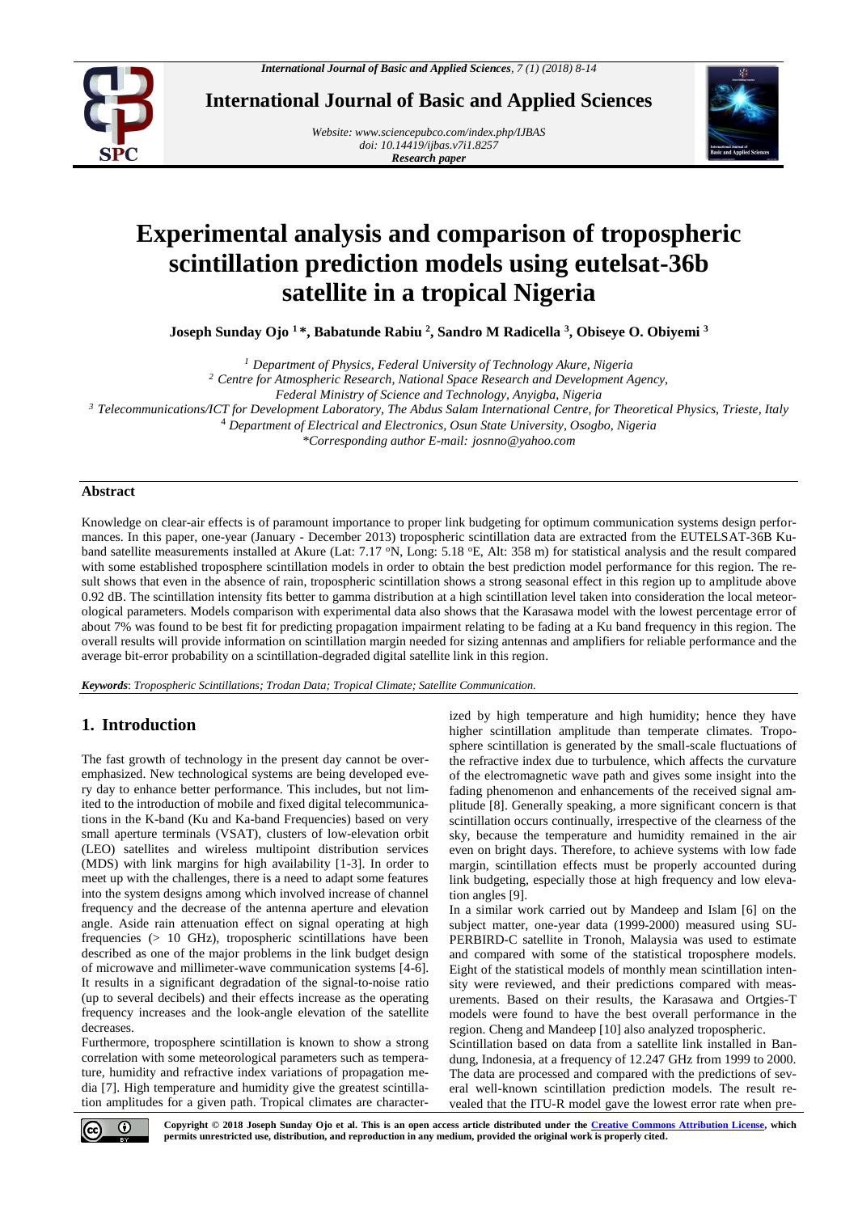# Experimental analysis and comparison of tropospheric scintillation prediction models using eutelsat-36b satellite in a tropical Nigeria

**Joseph Sunday Ojo [1] \*, Babatunde Rabiu [2], Sandro M Radicella [3], Obiseye O. Obiyemi [3]**

*[1] Department of Physics, Federal University of Technology Akure, Nigeria*
*[2] Centre for Atmospheric Research, National Space Research and Development Agency, Federal Ministry of Science and Technology, Anyigba, Nigeria*
*[3] Telecommunications/ICT for Development Laboratory, The Abdus Salam International Centre, for Theoretical Physics, Trieste, Italy*
*[4] Department of Electrical and Electronics, Osun State University, Osogbo, Nigeria*
*\*Corresponding author E-mail: josnno@yahoo.com*

## Abstract

Knowledge on clear-air effects is of paramount importance to proper link budgeting for optimum communication systems design performances. In this paper, one-year (January - December 2013) tropospheric scintillation data are extracted from the EUTELSAT-36B Ku-band satellite measurements installed at Akure (Lat: 7.17 °N, Long: 5.18 °E, Alt: 358 m) for statistical analysis and the result compared with some established troposphere scintillation models in order to obtain the best prediction model performance for this region. The result shows that even in the absence of rain, tropospheric scintillation shows a strong seasonal effect in this region up to amplitude above 0.92 dB. The scintillation intensity fits better to gamma distribution at a high scintillation level taken into consideration the local meteorological parameters. Models comparison with experimental data also shows that the Karasawa model with the lowest percentage error of about 7% was found to be best fit for predicting propagation impairment relating to be fading at a Ku band frequency in this region. The overall results will provide information on scintillation margin needed for sizing antennas and amplifiers for reliable performance and the average bit-error probability on a scintillation-degraded digital satellite link in this region.

*Keywords*: *Tropospheric Scintillations; Trodan Data; Tropical Climate; Satellite Communication.*

## 1. Introduction

The fast growth of technology in the present day cannot be overemphasized. New technological systems are being developed every day to enhance better performance. This includes, but not limited to the introduction of mobile and fixed digital telecommunications in the K-band (Ku and Ka-band Frequencies) based on very small aperture terminals (VSAT), clusters of low-elevation orbit (LEO) satellites and wireless multipoint distribution services (MDS) with link margins for high availability [1-3]. In order to meet up with the challenges, there is a need to adapt some features into the system designs among which involved increase of channel frequency and the decrease of the antenna aperture and elevation angle. Aside rain attenuation effect on signal operating at high frequencies (> 10 GHz), tropospheric scintillations have been described as one of the major problems in the link budget design of microwave and millimeter-wave communication systems [4-6]. It results in a significant degradation of the signal-to-noise ratio (up to several decibels) and their effects increase as the operating frequency increases and the look-angle elevation of the satellite decreases.

Furthermore, troposphere scintillation is known to show a strong correlation with some meteorological parameters such as temperature, humidity and refractive index variations of propagation media [7]. High temperature and humidity give the greatest scintillation amplitudes for a given path. Tropical climates are characterized by high temperature and high humidity; hence they have higher scintillation amplitude than temperate climates. Troposphere scintillation is generated by the small-scale fluctuations of the refractive index due to turbulence, which affects the curvature of the electromagnetic wave path and gives some insight into the fading phenomenon and enhancements of the received signal amplitude [8]. Generally speaking, a more significant concern is that scintillation occurs continually, irrespective of the clearness of the sky, because the temperature and humidity remained in the air even on bright days. Therefore, to achieve systems with low fade margin, scintillation effects must be properly accounted during link budgeting, especially those at high frequency and low elevation angles [9].

In a similar work carried out by Mandeep and Islam [6] on the subject matter, one-year data (1999-2000) measured using SUPERBIRD-C satellite in Tronoh, Malaysia was used to estimate and compared with some of the statistical troposphere models. Eight of the statistical models of monthly mean scintillation intensity were reviewed, and their predictions compared with measurements. Based on their results, the Karasawa and Ortgies-T models were found to have the best overall performance in the region. Cheng and Mandeep [10] also analyzed tropospheric.

Scintillation based on data from a satellite link installed in Bandung, Indonesia, at a frequency of 12.247 GHz from 1999 to 2000. The data are processed and compared with the predictions of several well-known scintillation prediction models. The result revealed that the ITU-R model gave the lowest error rate when pre-

**Copyright © 2018 Joseph Sunday Ojo et al. This is an open access article distributed under the Creative Commons Attribution License, which permits unrestricted use, distribution, and reproduction in any medium, provided the original work is properly cited.**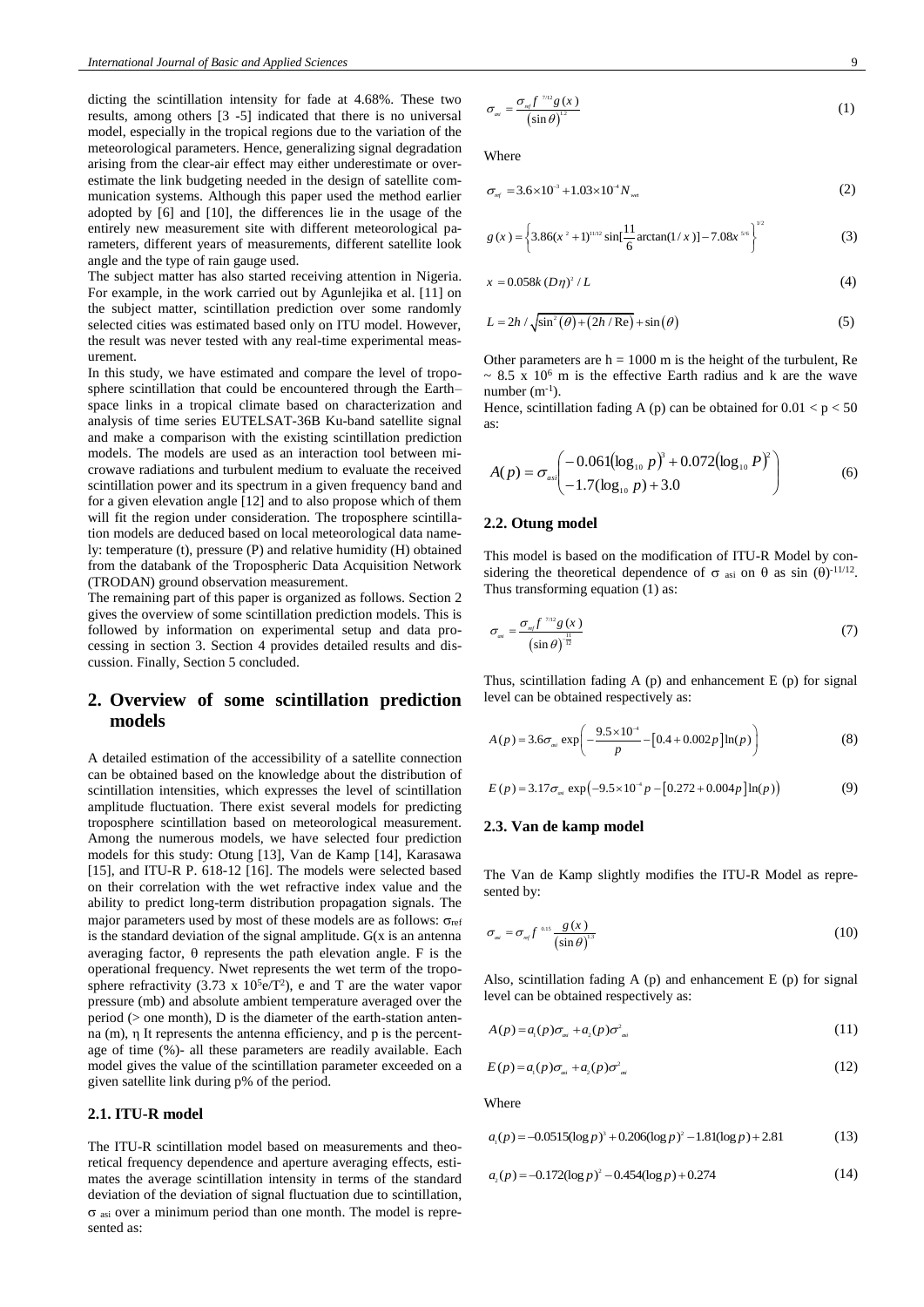dicting the scintillation intensity for fade at 4.68%. These two results, among others [3 -5] indicated that there is no universal model, especially in the tropical regions due to the variation of the meteorological parameters. Hence, generalizing signal degradation arising from the clear-air effect may either underestimate or overestimate the link budgeting needed in the design of satellite communication systems. Although this paper used the method earlier adopted by [6] and [10], the differences lie in the usage of the entirely new measurement site with different meteorological parameters, different years of measurements, different satellite look angle and the type of rain gauge used.

The subject matter has also started receiving attention in Nigeria. For example, in the work carried out by Agunlejika et al. [11] on the subject matter, scintillation prediction over some randomly selected cities was estimated based only on ITU model. However, the result was never tested with any real-time experimental measurement.

In this study, we have estimated and compare the level of troposphere scintillation that could be encountered through the Earth–space links in a tropical climate based on characterization and analysis of time series EUTELSAT-36B Ku-band satellite signal and make a comparison with the existing scintillation prediction models. The models are used as an interaction tool between microwave radiations and turbulent medium to evaluate the received scintillation power and its spectrum in a given frequency band and for a given elevation angle [12] and to also propose which of them will fit the region under consideration. The troposphere scintillation models are deduced based on local meteorological data namely: temperature (t), pressure (P) and relative humidity (H) obtained from the databank of the Tropospheric Data Acquisition Network (TRODAN) ground observation measurement.

The remaining part of this paper is organized as follows. Section 2 gives the overview of some scintillation prediction models. This is followed by information on experimental setup and data processing in section 3. Section 4 provides detailed results and discussion. Finally, Section 5 concluded.

## 2. Overview of some scintillation prediction models

A detailed estimation of the accessibility of a satellite connection can be obtained based on the knowledge about the distribution of scintillation intensities, which expresses the level of scintillation amplitude fluctuation. There exist several models for predicting troposphere scintillation based on meteorological measurement. Among the numerous models, we have selected four prediction models for this study: Otung [13], Van de Kamp [14], Karasawa [15], and ITU-R P. 618-12 [16]. The models were selected based on their correlation with the wet refractive index value and the ability to predict long-term distribution propagation signals. The major parameters used by most of these models are as follows: $\sigma_{ref}$ is the standard deviation of the signal amplitude. G(x is an antenna averaging factor, $\theta$ represents the path elevation angle. F is the operational frequency. Nwet represents the wet term of the troposphere refractivity ($3.73 \times 10^5 e/T^2$), e and T are the water vapor pressure (mb) and absolute ambient temperature averaged over the period (> one month), D is the diameter of the earth-station antenna (m), $\eta$ It represents the antenna efficiency, and p is the percentage of time (%)- all these parameters are readily available. Each model gives the value of the scintillation parameter exceeded on a given satellite link during p% of the period.

### 2.1. ITU-R model

The ITU-R scintillation model based on measurements and theoretical frequency dependence and aperture averaging effects, estimates the average scintillation intensity in terms of the standard deviation of the deviation of signal fluctuation due to scintillation, $\sigma_{asi}$ over a minimum period than one month. The model is represented as:

$$\sigma_{asi} = \frac{\sigma_{ref} f^{7/12} g(x)}{(\sin\theta)^{1.2}} \tag{1}$$

Where

$$\sigma_{ref} = 3.6\times10^{-3} + 1.03\times10^{-4} N_{wet} \tag{2}$$

$$g(x) = \left\{3.86(x^2+1)^{11/12}\sin\left[\frac{11}{6}\arctan(1/x)\right] - 7.08x^{5/6}\right\}^{1/2} \tag{3}$$

$$x = 0.058k(D\eta)^2 / L \tag{4}$$

$$L = 2h / \sqrt{\sin^2(\theta) + (2h/\text{Re})} + \sin(\theta) \tag{5}$$

Other parameters are h = 1000 m is the height of the turbulent, Re $\sim 8.5 \times 10^6$ m is the effective Earth radius and k are the wave number ($m^{-1}$).

Hence, scintillation fading A (p) can be obtained for $0.01 < p < 50$ as:

$$A(p) = \sigma_{asi}\begin{pmatrix} -0.061(\log_{10} p)^3 + 0.072(\log_{10} P)^2 \\ -1.7(\log_{10} p) + 3.0 \end{pmatrix} \tag{6}$$

### 2.2. Otung model

This model is based on the modification of ITU-R Model by considering the theoretical dependence of $\sigma_{asi}$ on $\theta$ as $\sin(\theta)^{-11/12}$. Thus transforming equation (1) as:

$$\sigma_{asi} = \frac{\sigma_{ref} f^{7/12} g(x)}{(\sin\theta)^{\frac{11}{12}}} \tag{7}$$

Thus, scintillation fading A (p) and enhancement E (p) for signal level can be obtained respectively as:

$$A(p) = 3.6\sigma_{asi}\exp\left(-\frac{9.5\times10^{-4}}{p} - [0.4 + 0.002p]\ln(p)\right) \tag{8}$$

$$E(p) = 3.17\sigma_{asi}\exp\left(-9.5\times10^{-4}p - [0.272 + 0.004p]\ln(p)\right) \tag{9}$$

### 2.3. Van de kamp model

The Van de Kamp slightly modifies the ITU-R Model as represented by:

$$\sigma_{asi} = \sigma_{ref} f^{0.45}\frac{g(x)}{(\sin\theta)^{1.3}} \tag{10}$$

Also, scintillation fading A (p) and enhancement E (p) for signal level can be obtained respectively as:

$$A(p) = a_1(p)\sigma_{asi} + a_2(p)\sigma_{asi}^2 \tag{11}$$

$$E(p) = a_1(p)\sigma_{asi} + a_2(p)\sigma_{asi}^2 \tag{12}$$

Where

$$a_1(p) = -0.0515(\log p)^3 + 0.206(\log p)^2 - 1.81(\log p) + 2.81 \tag{13}$$

$$a_2(p) = -0.172(\log p)^2 - 0.454(\log p) + 0.274 \tag{14}$$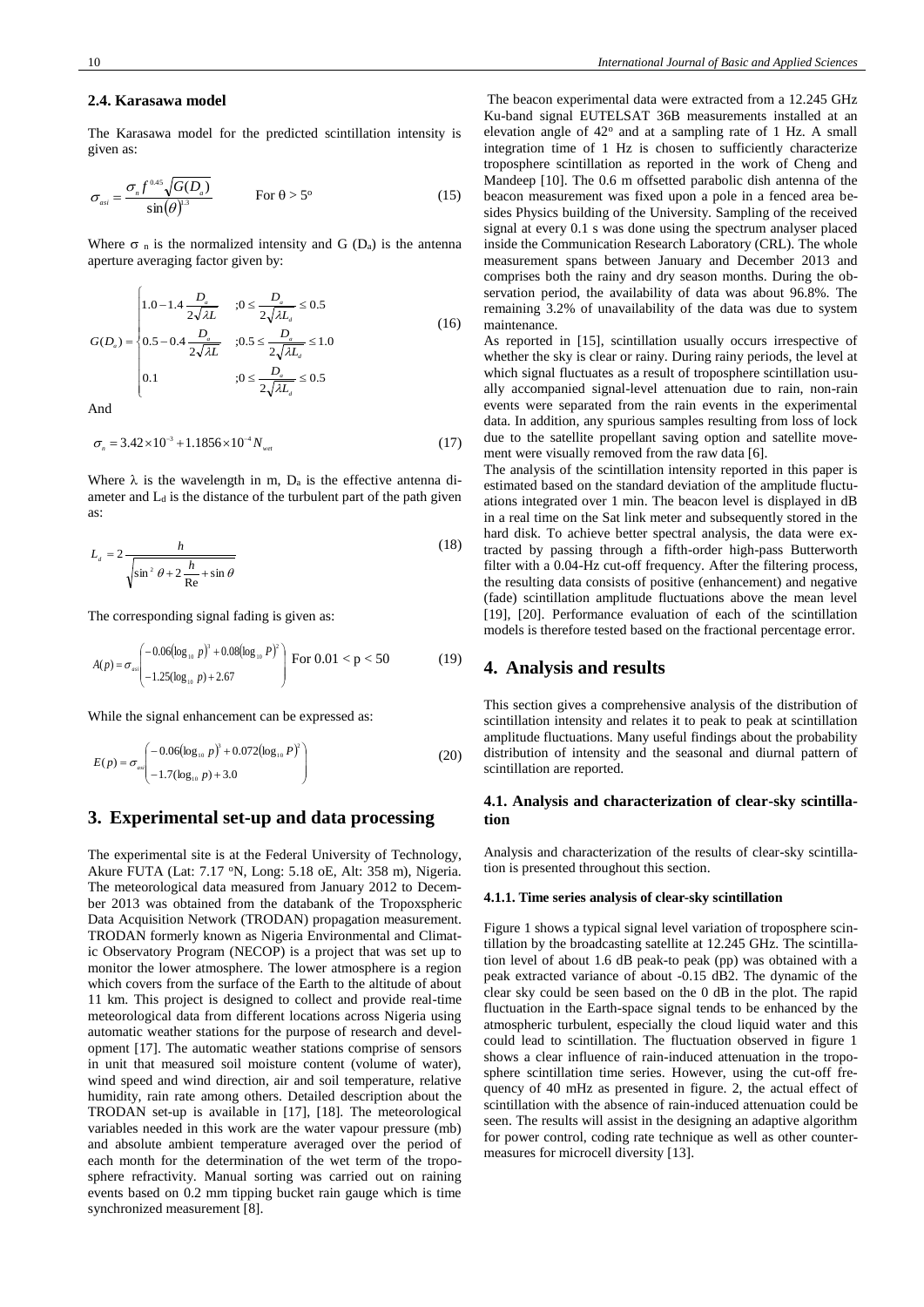### 2.4. Karasawa model

The Karasawa model for the predicted scintillation intensity is given as:

$$\sigma_{asi} = \frac{\sigma_n f^{0.45}\sqrt{G(D_a)}}{\sin(\theta)^{1.3}} \qquad \text{For } \theta > 5^o \tag{15}$$

Where $\sigma_n$ is the normalized intensity and G ($D_a$) is the antenna aperture averaging factor given by:

$$G(D_a) = \begin{cases} 1.0 - 1.4\dfrac{D_a}{2\sqrt{\lambda L}} & ;0 \le \dfrac{D_a}{2\sqrt{\lambda L_d}} \le 0.5 \\ 0.5 - 0.4\dfrac{D_a}{2\sqrt{\lambda L}} & ;0.5 \le \dfrac{D_a}{2\sqrt{\lambda L_d}} \le 1.0 \\ 0.1 & ;0 \le \dfrac{D_a}{2\sqrt{\lambda L_d}} \le 0.5 \end{cases} \tag{16}$$

And

$$\sigma_n = 3.42 \times 10^{-3} + 1.1856 \times 10^{-4} N_{wet} \tag{17}$$

Where $\lambda$ is the wavelength in m, $D_a$ is the effective antenna diameter and $L_d$ is the distance of the turbulent part of the path given as:

$$L_d = 2\frac{h}{\sqrt{\sin^2\theta + 2\dfrac{h}{\text{Re}}} + \sin\theta} \tag{18}$$

The corresponding signal fading is given as:

$$A(p) = \sigma_{asi}\begin{pmatrix} -0.06(\log_{10} p)^3 + 0.08(\log_{10} P)^2 \\ -1.25(\log_{10} p) + 2.67 \end{pmatrix} \quad \text{For } 0.01 < p < 50 \tag{19}$$

While the signal enhancement can be expressed as:

$$E(p) = \sigma_{asi}\begin{pmatrix} -0.06(\log_{10} p)^3 + 0.072(\log_{10} P)^2 \\ -1.7(\log_{10} p) + 3.0 \end{pmatrix} \tag{20}$$

## 3. Experimental set-up and data processing

The experimental site is at the Federal University of Technology, Akure FUTA (Lat: 7.17 ºN, Long: 5.18 oE, Alt: 358 m), Nigeria. The meteorological data measured from January 2012 to December 2013 was obtained from the databank of the Tropoxspheric Data Acquisition Network (TRODAN) propagation measurement. TRODAN formerly known as Nigeria Environmental and Climatic Observatory Program (NECOP) is a project that was set up to monitor the lower atmosphere. The lower atmosphere is a region which covers from the surface of the Earth to the altitude of about 11 km. This project is designed to collect and provide real-time meteorological data from different locations across Nigeria using automatic weather stations for the purpose of research and development [17]. The automatic weather stations comprise of sensors in unit that measured soil moisture content (volume of water), wind speed and wind direction, air and soil temperature, relative humidity, rain rate among others. Detailed description about the TRODAN set-up is available in [17], [18]. The meteorological variables needed in this work are the water vapour pressure (mb) and absolute ambient temperature averaged over the period of each month for the determination of the wet term of the troposphere refractivity. Manual sorting was carried out on raining events based on 0.2 mm tipping bucket rain gauge which is time synchronized measurement [8].

The beacon experimental data were extracted from a 12.245 GHz Ku-band signal EUTELSAT 36B measurements installed at an elevation angle of 42º and at a sampling rate of 1 Hz. A small integration time of 1 Hz is chosen to sufficiently characterize troposphere scintillation as reported in the work of Cheng and Mandeep [10]. The 0.6 m offsetted parabolic dish antenna of the beacon measurement was fixed upon a pole in a fenced area besides Physics building of the University. Sampling of the received signal at every 0.1 s was done using the spectrum analyser placed inside the Communication Research Laboratory (CRL). The whole measurement spans between January and December 2013 and comprises both the rainy and dry season months. During the observation period, the availability of data was about 96.8%. The remaining 3.2% of unavailability of the data was due to system maintenance.

As reported in [15], scintillation usually occurs irrespective of whether the sky is clear or rainy. During rainy periods, the level at which signal fluctuates as a result of troposphere scintillation usually accompanied signal-level attenuation due to rain, non-rain events were separated from the rain events in the experimental data. In addition, any spurious samples resulting from loss of lock due to the satellite propellant saving option and satellite movement were visually removed from the raw data [6].

The analysis of the scintillation intensity reported in this paper is estimated based on the standard deviation of the amplitude fluctuations integrated over 1 min. The beacon level is displayed in dB in a real time on the Sat link meter and subsequently stored in the hard disk. To achieve better spectral analysis, the data were extracted by passing through a fifth-order high-pass Butterworth filter with a 0.04-Hz cut-off frequency. After the filtering process, the resulting data consists of positive (enhancement) and negative (fade) scintillation amplitude fluctuations above the mean level [19], [20]. Performance evaluation of each of the scintillation models is therefore tested based on the fractional percentage error.

## 4. Analysis and results

This section gives a comprehensive analysis of the distribution of scintillation intensity and relates it to peak to peak at scintillation amplitude fluctuations. Many useful findings about the probability distribution of intensity and the seasonal and diurnal pattern of scintillation are reported.

### 4.1. Analysis and characterization of clear-sky scintillation

Analysis and characterization of the results of clear-sky scintillation is presented throughout this section.

#### 4.1.1. Time series analysis of clear-sky scintillation

Figure 1 shows a typical signal level variation of troposphere scintillation by the broadcasting satellite at 12.245 GHz. The scintillation level of about 1.6 dB peak-to peak (pp) was obtained with a peak extracted variance of about -0.15 dB2. The dynamic of the clear sky could be seen based on the 0 dB in the plot. The rapid fluctuation in the Earth-space signal tends to be enhanced by the atmospheric turbulent, especially the cloud liquid water and this could lead to scintillation. The fluctuation observed in figure 1 shows a clear influence of rain-induced attenuation in the troposphere scintillation time series. However, using the cut-off frequency of 40 mHz as presented in figure. 2, the actual effect of scintillation with the absence of rain-induced attenuation could be seen. The results will assist in the designing an adaptive algorithm for power control, coding rate technique as well as other countermeasures for microcell diversity [13].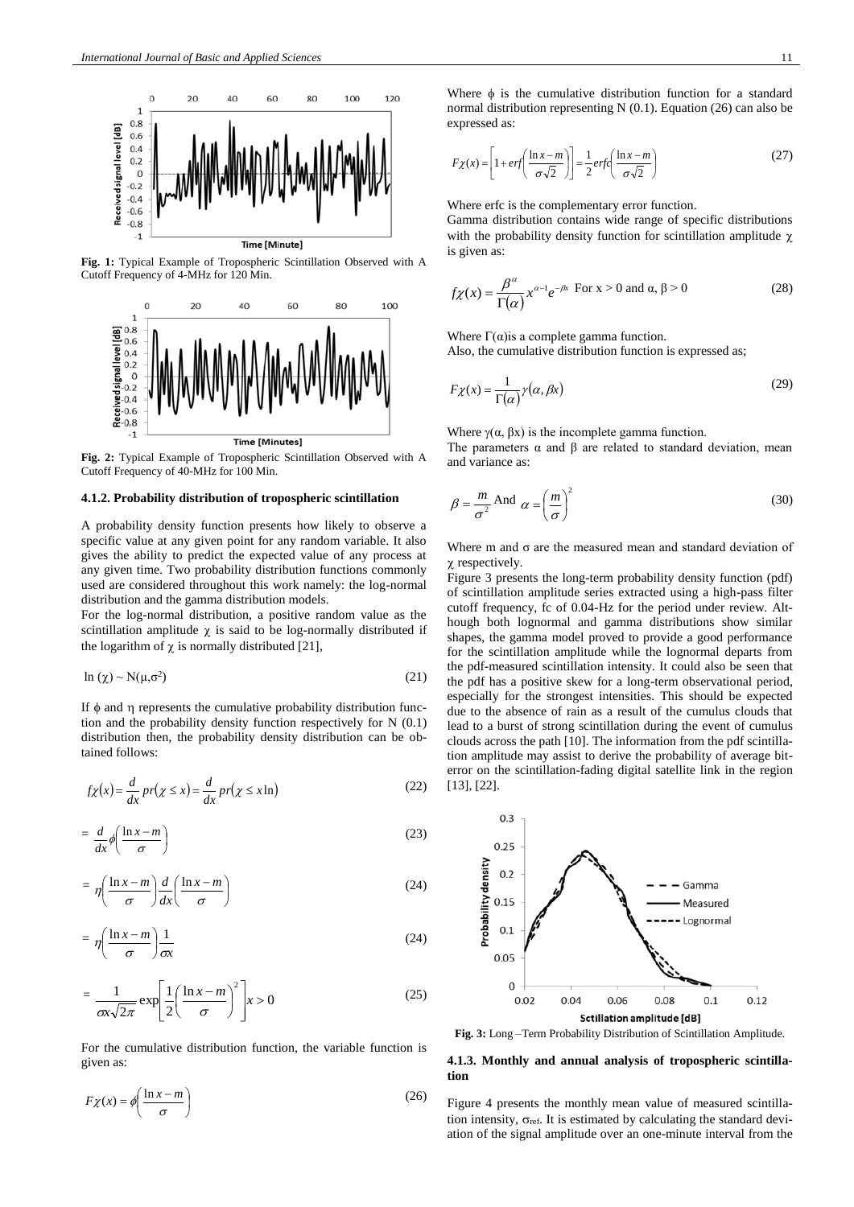**Fig. 1:** Typical Example of Tropospheric Scintillation Observed with A Cutoff Frequency of 4-MHz for 120 Min.

**Fig. 2:** Typical Example of Tropospheric Scintillation Observed with A Cutoff Frequency of 40-MHz for 100 Min.

### 4.1.2. Probability distribution of tropospheric scintillation

A probability density function presents how likely to observe a specific value at any given point for any random variable. It also gives the ability to predict the expected value of any process at any given time. Two probability distribution functions commonly used are considered throughout this work namely: the log-normal distribution and the gamma distribution models.

For the log-normal distribution, a positive random value as the scintillation amplitude $\chi$ is said to be log-normally distributed if the logarithm of $\chi$ is normally distributed [21],

$$\ln(\chi) \sim N(\mu, \sigma^2) \tag{21}$$

If $\phi$ and $\eta$ represents the cumulative probability distribution function and the probability density function respectively for N (0.1) distribution then, the probability density distribution can be obtained follows:

$$f\chi(x) = \frac{d}{dx} pr(\chi \le x) = \frac{d}{dx} pr(\chi \le x \ln) \tag{22}$$

$$= \frac{d}{dx} \phi\left(\frac{\ln x - m}{\sigma}\right) \tag{23}$$

$$= \eta\left(\frac{\ln x - m}{\sigma}\right) \frac{d}{dx}\left(\frac{\ln x - m}{\sigma}\right) \tag{24}$$

$$= \eta\left(\frac{\ln x - m}{\sigma}\right) \frac{1}{\sigma x} \tag{24}$$

$$= \frac{1}{\sigma x \sqrt{2\pi}} \exp\left[\frac{1}{2}\left(\frac{\ln x - m}{\sigma}\right)^2\right] x > 0 \tag{25}$$

For the cumulative distribution function, the variable function is given as:

$$F\chi(x) = \phi\left(\frac{\ln x - m}{\sigma}\right) \tag{26}$$

Where $\phi$ is the cumulative distribution function for a standard normal distribution representing N (0.1). Equation (26) can also be expressed as:

$$F\chi(x) = \left[1 + erf\left(\frac{\ln x - m}{\sigma\sqrt{2}}\right)\right] = \frac{1}{2} erfc\left(\frac{\ln x - m}{\sigma\sqrt{2}}\right) \tag{27}$$

Where erfc is the complementary error function.

Gamma distribution contains wide range of specific distributions with the probability density function for scintillation amplitude $\chi$ is given as:

$$f\chi(x) = \frac{\beta^\alpha}{\Gamma(\alpha)} x^{\alpha-1} e^{-\beta x} \text{ For } x > 0 \text{ and } \alpha, \beta > 0 \tag{28}$$

Where $\Gamma(\alpha)$is a complete gamma function.

Also, the cumulative distribution function is expressed as;

$$F\chi(x) = \frac{1}{\Gamma(\alpha)} \gamma(\alpha, \beta x) \tag{29}$$

Where $\gamma(\alpha, \beta x)$ is the incomplete gamma function.

The parameters $\alpha$ and $\beta$ are related to standard deviation, mean and variance as:

$$\beta = \frac{m}{\sigma^2} \text{ And } \alpha = \left(\frac{m}{\sigma}\right)^2 \tag{30}$$

Where m and $\sigma$ are the measured mean and standard deviation of $\chi$ respectively.

Figure 3 presents the long-term probability density function (pdf) of scintillation amplitude series extracted using a high-pass filter cutoff frequency, fc of 0.04-Hz for the period under review. Although both lognormal and gamma distributions show similar shapes, the gamma model proved to provide a good performance for the scintillation amplitude while the lognormal departs from the pdf-measured scintillation intensity. It could also be seen that the pdf has a positive skew for a long-term observational period, especially for the strongest intensities. This should be expected due to the absence of rain as a result of the cumulus clouds that lead to a burst of strong scintillation during the event of cumulus clouds across the path [10]. The information from the pdf scintillation amplitude may assist to derive the probability of average bit-error on the scintillation-fading digital satellite link in the region [13], [22].

**Fig. 3:** Long –Term Probability Distribution of Scintillation Amplitude.

### 4.1.3. Monthly and annual analysis of tropospheric scintillation

Figure 4 presents the monthly mean value of measured scintillation intensity, $\sigma_{ref}$. It is estimated by calculating the standard deviation of the signal amplitude over an one-minute interval from the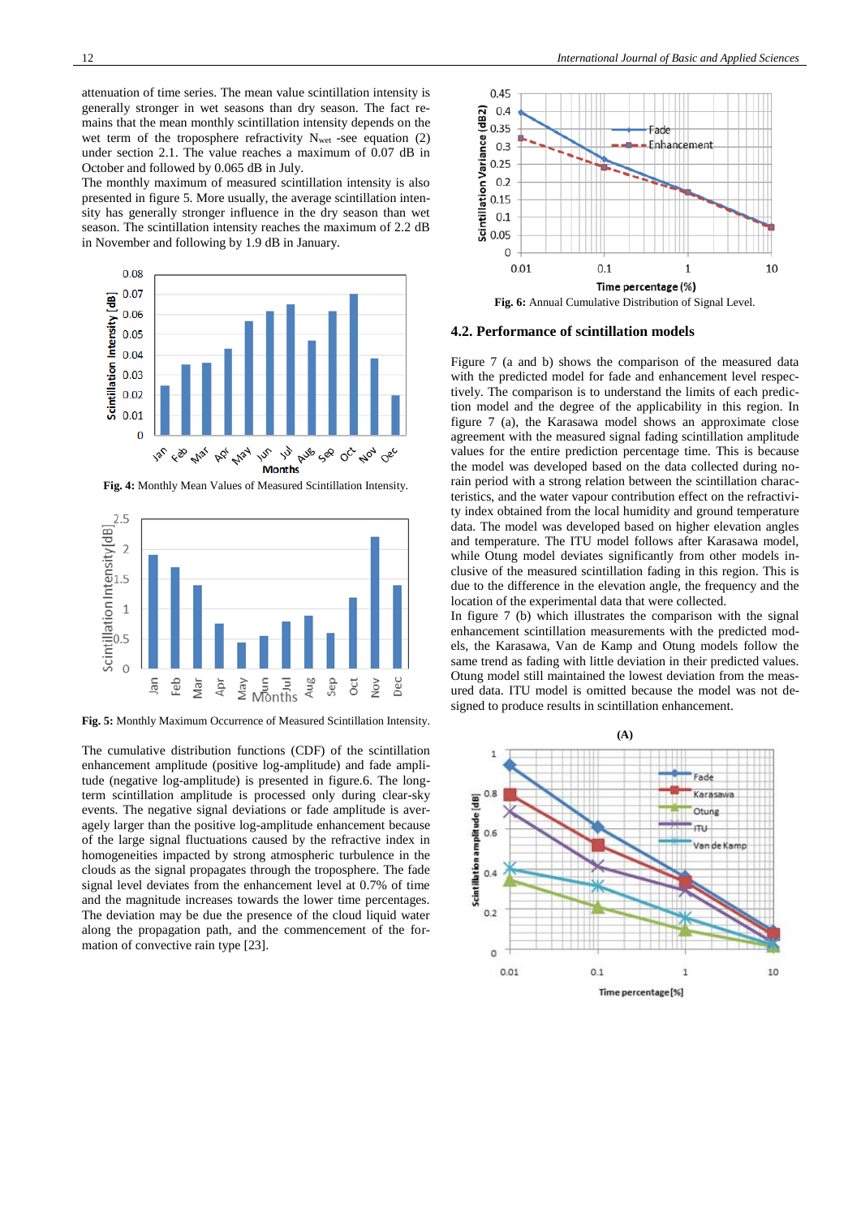attenuation of time series. The mean value scintillation intensity is generally stronger in wet seasons than dry season. The fact remains that the mean monthly scintillation intensity depends on the wet term of the troposphere refractivity $N_{wet}$ -see equation (2) under section 2.1. The value reaches a maximum of 0.07 dB in October and followed by 0.065 dB in July.

The monthly maximum of measured scintillation intensity is also presented in figure 5. More usually, the average scintillation intensity has generally stronger influence in the dry season than wet season. The scintillation intensity reaches the maximum of 2.2 dB in November and following by 1.9 dB in January.

**Fig. 4:** Monthly Mean Values of Measured Scintillation Intensity.

**Fig. 5:** Monthly Maximum Occurrence of Measured Scintillation Intensity.

The cumulative distribution functions (CDF) of the scintillation enhancement amplitude (positive log-amplitude) and fade amplitude (negative log-amplitude) are presented in figure.6. The long-term scintillation amplitude is processed only during clear-sky events. The negative signal deviations or fade amplitude is averagely larger than the positive log-amplitude enhancement because of the large signal fluctuations caused by the refractive index in homogeneities impacted by strong atmospheric turbulence in the clouds as the signal propagates through the troposphere. The fade signal level deviates from the enhancement level at 0.7% of time and the magnitude increases towards the lower time percentages. The deviation may be due the presence of the cloud liquid water along the propagation path, and the commencement of the formation of convective rain type [23].

**Fig. 6:** Annual Cumulative Distribution of Signal Level.

## 4.2. Performance of scintillation models

Figure 7 (a and b) shows the comparison of the measured data with the predicted model for fade and enhancement level respectively. The comparison is to understand the limits of each prediction model and the degree of the applicability in this region. In figure 7 (a), the Karasawa model shows an approximate close agreement with the measured signal fading scintillation amplitude values for the entire prediction percentage time. This is because the model was developed based on the data collected during no-rain period with a strong relation between the scintillation characteristics, and the water vapour contribution effect on the refractivity index obtained from the local humidity and ground temperature data. The model was developed based on higher elevation angles and temperature. The ITU model follows after Karasawa model, while Otung model deviates significantly from other models inclusive of the measured scintillation fading in this region. This is due to the difference in the elevation angle, the frequency and the location of the experimental data that were collected.

In figure 7 (b) which illustrates the comparison with the signal enhancement scintillation measurements with the predicted models, the Karasawa, Van de Kamp and Otung models follow the same trend as fading with little deviation in their predicted values. Otung model still maintained the lowest deviation from the measured data. ITU model is omitted because the model was not designed to produce results in scintillation enhancement.

**(A)**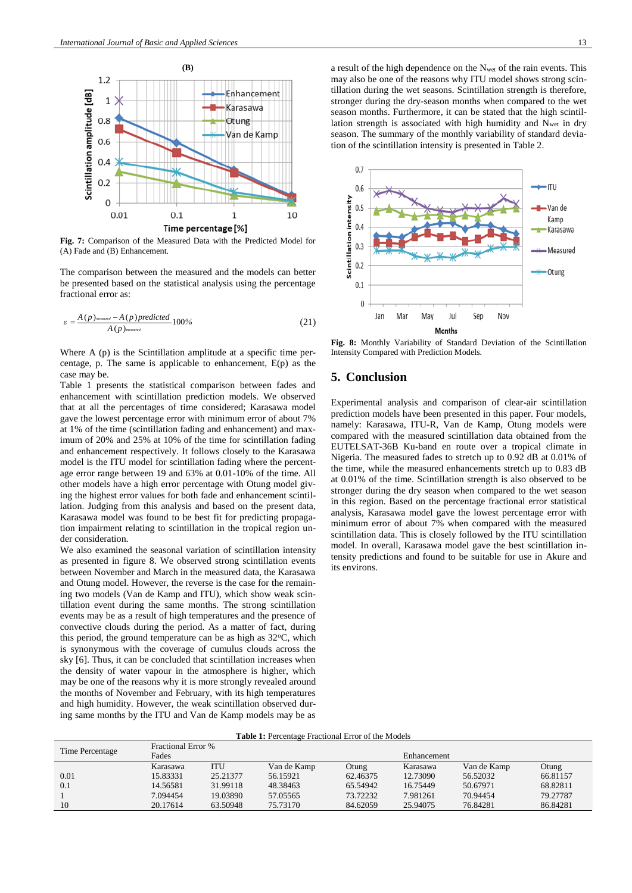**Fig. 7:** Comparison of the Measured Data with the Predicted Model for (A) Fade and (B) Enhancement.

The comparison between the measured and the models can better be presented based on the statistical analysis using the percentage fractional error as:

$$\varepsilon = \frac{A(p)_{measured} - A(p)predicted}{A(p)_{measured}} 100\% \tag{21}$$

Where A (p) is the Scintillation amplitude at a specific time percentage, p. The same is applicable to enhancement, E(p) as the case may be.

Table 1 presents the statistical comparison between fades and enhancement with scintillation prediction models. We observed that at all the percentages of time considered; Karasawa model gave the lowest percentage error with minimum error of about 7% at 1% of the time (scintillation fading and enhancement) and maximum of 20% and 25% at 10% of the time for scintillation fading and enhancement respectively. It follows closely to the Karasawa model is the ITU model for scintillation fading where the percentage error range between 19 and 63% at 0.01-10% of the time. All other models have a high error percentage with Otung model giving the highest error values for both fade and enhancement scintillation. Judging from this analysis and based on the present data, Karasawa model was found to be best fit for predicting propagation impairment relating to scintillation in the tropical region under consideration.

We also examined the seasonal variation of scintillation intensity as presented in figure 8. We observed strong scintillation events between November and March in the measured data, the Karasawa and Otung model. However, the reverse is the case for the remaining two models (Van de Kamp and ITU), which show weak scintillation event during the same months. The strong scintillation events may be as a result of high temperatures and the presence of convective clouds during the period. As a matter of fact, during this period, the ground temperature can be as high as 32°C, which is synonymous with the coverage of cumulus clouds across the sky [6]. Thus, it can be concluded that scintillation increases when the density of water vapour in the atmosphere is higher, which may be one of the reasons why it is more strongly revealed around the months of November and February, with its high temperatures and high humidity. However, the weak scintillation observed during same months by the ITU and Van de Kamp models may be as a result of the high dependence on the $N_{wet}$ of the rain events. This may also be one of the reasons why ITU model shows strong scintillation during the wet seasons. Scintillation strength is therefore, stronger during the dry-season months when compared to the wet season months. Furthermore, it can be stated that the high scintillation strength is associated with high humidity and $N_{wet}$ in dry season. The summary of the monthly variability of standard deviation of the scintillation intensity is presented in Table 2.

**Fig. 8:** Monthly Variability of Standard Deviation of the Scintillation Intensity Compared with Prediction Models.

## 5. Conclusion

Experimental analysis and comparison of clear-air scintillation prediction models have been presented in this paper. Four models, namely: Karasawa, ITU-R, Van de Kamp, Otung models were compared with the measured scintillation data obtained from the EUTELSAT-36B Ku-band en route over a tropical climate in Nigeria. The measured fades to stretch up to 0.92 dB at 0.01% of the time, while the measured enhancements stretch up to 0.83 dB at 0.01% of the time. Scintillation strength is also observed to be stronger during the dry season when compared to the wet season in this region. Based on the percentage fractional error statistical analysis, Karasawa model gave the lowest percentage error with minimum error of about 7% when compared with the measured scintillation data. This is closely followed by the ITU scintillation model. In overall, Karasawa model gave the best scintillation intensity predictions and found to be suitable for use in Akure and its environs.

**Table 1:** Percentage Fractional Error of the Models

| Time Percentage | Fractional Error % Fades | | | | Enhancement | | |
|---|---|---|---|---|---|---|---|
| | Karasawa | ITU | Van de Kamp | Otung | Karasawa | Van de Kamp | Otung |
| 0.01 | 15.83331 | 25.21377 | 56.15921 | 62.46375 | 12.73090 | 56.52032 | 66.81157 |
| 0.1 | 14.56581 | 31.99118 | 48.38463 | 65.54942 | 16.75449 | 50.67971 | 68.82811 |
| 1 | 7.094454 | 19.03890 | 57.05565 | 73.72232 | 7.981261 | 70.94454 | 79.27787 |
| 10 | 20.17614 | 63.50948 | 75.73170 | 84.62059 | 25.94075 | 76.84281 | 86.84281 |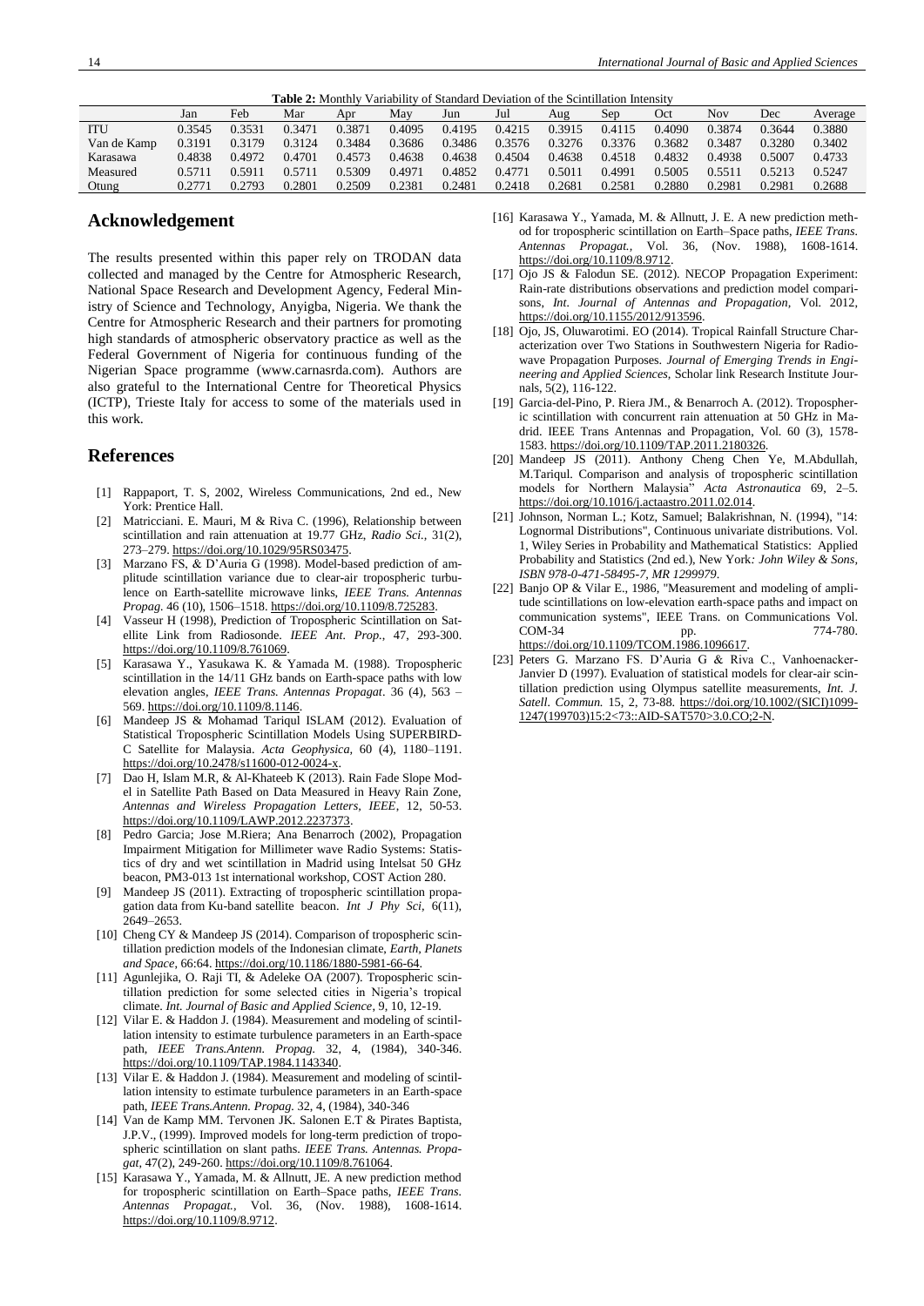**Table 2:** Monthly Variability of Standard Deviation of the Scintillation Intensity

| | Jan | Feb | Mar | Apr | May | Jun | Jul | Aug | Sep | Oct | Nov | Dec | Average |
|---|---|---|---|---|---|---|---|---|---|---|---|---|---|
| ITU | 0.3545 | 0.3531 | 0.3471 | 0.3871 | 0.4095 | 0.4195 | 0.4215 | 0.3915 | 0.4115 | 0.4090 | 0.3874 | 0.3644 | 0.3880 |
| Van de Kamp | 0.3191 | 0.3179 | 0.3124 | 0.3484 | 0.3686 | 0.3486 | 0.3576 | 0.3276 | 0.3376 | 0.3682 | 0.3487 | 0.3280 | 0.3402 |
| Karasawa | 0.4838 | 0.4972 | 0.4701 | 0.4573 | 0.4638 | 0.4638 | 0.4504 | 0.4638 | 0.4518 | 0.4832 | 0.4938 | 0.5007 | 0.4733 |
| Measured | 0.5711 | 0.5911 | 0.5711 | 0.5309 | 0.4971 | 0.4852 | 0.4771 | 0.5011 | 0.4991 | 0.5005 | 0.5511 | 0.5213 | 0.5247 |
| Otung | 0.2771 | 0.2793 | 0.2801 | 0.2509 | 0.2381 | 0.2481 | 0.2418 | 0.2681 | 0.2581 | 0.2880 | 0.2981 | 0.2981 | 0.2688 |

## Acknowledgement

The results presented within this paper rely on TRODAN data collected and managed by the Centre for Atmospheric Research, National Space Research and Development Agency, Federal Ministry of Science and Technology, Anyigba, Nigeria. We thank the Centre for Atmospheric Research and their partners for promoting high standards of atmospheric observatory practice as well as the Federal Government of Nigeria for continuous funding of the Nigerian Space programme (www.carnasrda.com). Authors are also grateful to the International Centre for Theoretical Physics (ICTP), Trieste Italy for access to some of the materials used in this work.

## References

[1] Rappaport, T. S, 2002, Wireless Communications, 2nd ed., New York: Prentice Hall.

[2] Matricciani. E. Mauri, M & Riva C. (1996), Relationship between scintillation and rain attenuation at 19.77 GHz, *Radio Sci.,* 31(2), 273–279. https://doi.org/10.1029/95RS03475.

[3] Marzano FS, & D'Auria G (1998). Model-based prediction of amplitude scintillation variance due to clear-air tropospheric turbulence on Earth-satellite microwave links, *IEEE Trans. Antennas Propag.* 46 (10), 1506–1518. https://doi.org/10.1109/8.725283.

[4] Vasseur H (1998), Prediction of Tropospheric Scintillation on Satellite Link from Radiosonde. *IEEE Ant. Prop.,* 47, 293-300. https://doi.org/10.1109/8.761069.

[5] Karasawa Y., Yasukawa K. & Yamada M. (1988). Tropospheric scintillation in the 14/11 GHz bands on Earth-space paths with low elevation angles, *IEEE Trans. Antennas Propagat*. 36 (4), 563 – 569. https://doi.org/10.1109/8.1146.

[6] Mandeep JS & Mohamad Tariqul ISLAM (2012). Evaluation of Statistical Tropospheric Scintillation Models Using SUPERBIRD-C Satellite for Malaysia. *Acta Geophysica,* 60 (4), 1180–1191. https://doi.org/10.2478/s11600-012-0024-x.

[7] Dao H, Islam M.R, & Al-Khateeb K (2013). Rain Fade Slope Model in Satellite Path Based on Data Measured in Heavy Rain Zone, *Antennas and Wireless Propagation Letters, IEEE,* 12, 50-53. https://doi.org/10.1109/LAWP.2012.2237373.

[8] Pedro Garcia; Jose M.Riera; Ana Benarroch (2002), Propagation Impairment Mitigation for Millimeter wave Radio Systems: Statistics of dry and wet scintillation in Madrid using Intelsat 50 GHz beacon, PM3-013 1st international workshop, COST Action 280.

[9] Mandeep JS (2011). Extracting of tropospheric scintillation propagation data from Ku-band satellite beacon. *Int J Phy Sci,* 6(11), 2649–2653.

[10] Cheng CY & Mandeep JS (2014). Comparison of tropospheric scintillation prediction models of the Indonesian climate, *Earth, Planets and Space,* 66:64. https://doi.org/10.1186/1880-5981-66-64.

[11] Agunlejika, O. Raji TI, & Adeleke OA (2007). Tropospheric scintillation prediction for some selected cities in Nigeria's tropical climate. *Int. Journal of Basic and Applied Science,* 9, 10, 12-19.

[12] Vilar E. & Haddon J. (1984). Measurement and modeling of scintillation intensity to estimate turbulence parameters in an Earth-space path, *IEEE Trans.Antenn. Propag.* 32, 4, (1984), 340-346. https://doi.org/10.1109/TAP.1984.1143340.

[13] Vilar E. & Haddon J. (1984). Measurement and modeling of scintillation intensity to estimate turbulence parameters in an Earth-space path, *IEEE Trans.Antenn. Propag.* 32, 4, (1984), 340-346

[14] Van de Kamp MM. Tervonen JK. Salonen E.T & Pirates Baptista, J.P.V., (1999). Improved models for long-term prediction of tropospheric scintillation on slant paths. *IEEE Trans. Antennas. Propagat,* 47(2), 249-260. https://doi.org/10.1109/8.761064.

[15] Karasawa Y., Yamada, M. & Allnutt, JE. A new prediction method for tropospheric scintillation on Earth–Space paths, *IEEE Trans. Antennas Propagat.,* Vol. 36, (Nov. 1988), 1608-1614. https://doi.org/10.1109/8.9712.

[16] Karasawa Y., Yamada, M. & Allnutt, J. E. A new prediction method for tropospheric scintillation on Earth–Space paths, *IEEE Trans. Antennas Propagat.,* Vol. 36, (Nov. 1988), 1608-1614. https://doi.org/10.1109/8.9712.

[17] Ojo JS & Falodun SE. (2012). NECOP Propagation Experiment: Rain-rate distributions observations and prediction model comparisons, *Int. Journal of Antennas and Propagation,* Vol. 2012, https://doi.org/10.1155/2012/913596.

[18] Ojo, JS, Oluwarotimi. EO (2014). Tropical Rainfall Structure Characterization over Two Stations in Southwestern Nigeria for Radiowave Propagation Purposes. *Journal of Emerging Trends in Engineering and Applied Sciences,* Scholar link Research Institute Journals, 5(2), 116-122.

[19] Garcia-del-Pino, P. Riera JM., & Benarroch A. (2012). Tropospheric scintillation with concurrent rain attenuation at 50 GHz in Madrid. IEEE Trans Antennas and Propagation, Vol. 60 (3), 1578-1583. https://doi.org/10.1109/TAP.2011.2180326.

[20] Mandeep JS (2011). Anthony Cheng Chen Ye, M.Abdullah, M.Tariqul. Comparison and analysis of tropospheric scintillation models for Northern Malaysia" *Acta Astronautica* 69, 2–5. https://doi.org/10.1016/j.actaastro.2011.02.014.

[21] Johnson, Norman L.; Kotz, Samuel; Balakrishnan, N. (1994), "14: Lognormal Distributions", Continuous univariate distributions. Vol. 1, Wiley Series in Probability and Mathematical Statistics: Applied Probability and Statistics (2nd ed.), New York*: John Wiley & Sons, ISBN 978-0-471-58495-7, MR 1299979*.

[22] Banjo OP & Vilar E., 1986, "Measurement and modeling of amplitude scintillations on low-elevation earth-space paths and impact on communication systems", IEEE Trans. on Communications Vol. COM-34 pp. 774-780. https://doi.org/10.1109/TCOM.1986.1096617.

[23] Peters G. Marzano FS. D'Auria G & Riva C., Vanhoenacker-Janvier D (1997). Evaluation of statistical models for clear-air scintillation prediction using Olympus satellite measurements, *Int. J. Satell. Commun.* 15, 2, 73-88. https://doi.org/10.1002/(SICI)1099-1247(199703)15:2<73::AID-SAT570>3.0.CO;2-N.